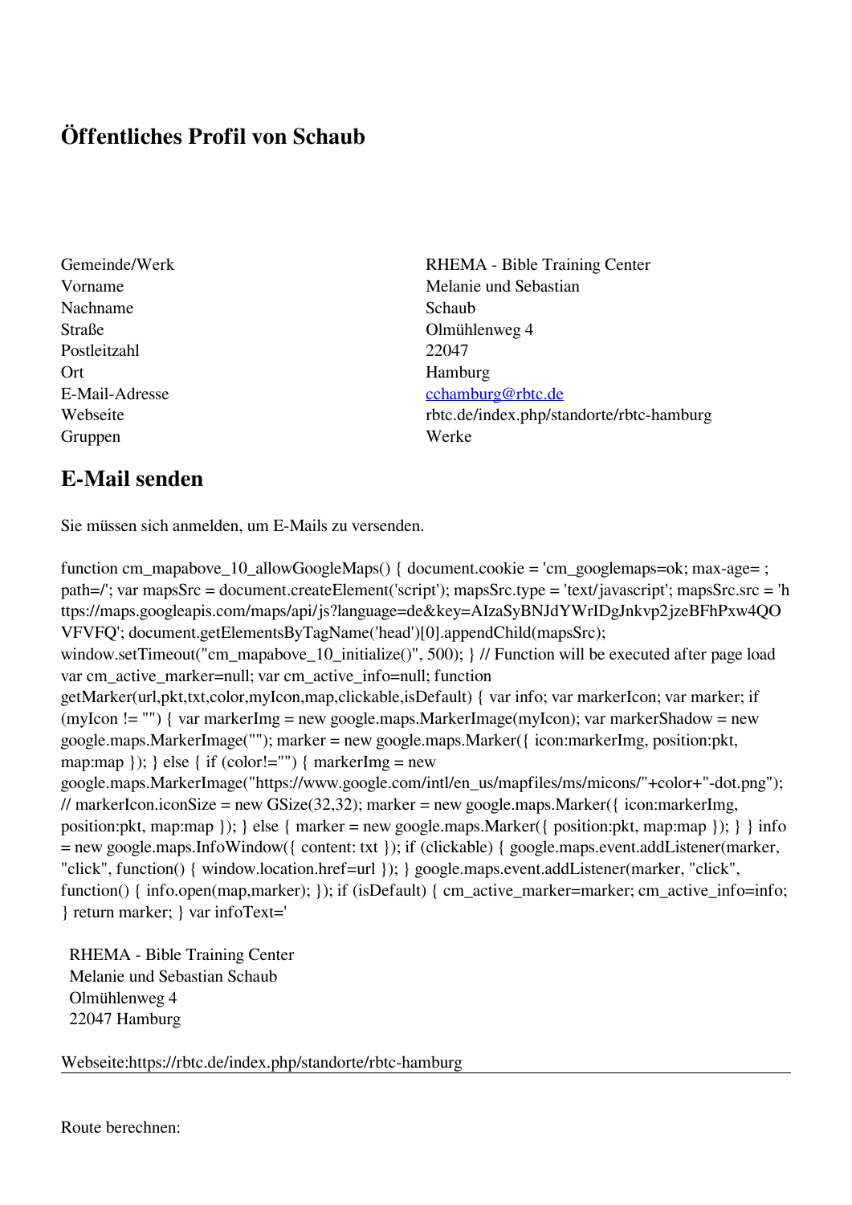# Öffentliches Profil von Schaub

| | |
|---|---|
| Gemeinde/Werk | RHEMA - Bible Training Center |
| Vorname | Melanie und Sebastian |
| Nachname | Schaub |
| Straße | Olmühlenweg 4 |
| Postleitzahl | 22047 |
| Ort | Hamburg |
| E-Mail-Adresse | cchamburg@rbtc.de |
| Webseite | rbtc.de/index.php/standorte/rbtc-hamburg |
| Gruppen | Werke |

## E-Mail senden

Sie müssen sich anmelden, um E-Mails zu versenden.

function cm_mapabove_10_allowGoogleMaps() { document.cookie = 'cm_googlemaps=ok; max-age= ; path=/'; var mapsSrc = document.createElement('script'); mapsSrc.type = 'text/javascript'; mapsSrc.src = 'https://maps.googleapis.com/maps/api/js?language=de&key=AIzaSyBNJdYWrIDgJnkvp2jzeBFhPxw4QOVFVFQ'; document.getElementsByTagName('head')[0].appendChild(mapsSrc); window.setTimeout("cm_mapabove_10_initialize()", 500); } // Function will be executed after page load var cm_active_marker=null; var cm_active_info=null; function getMarker(url,pkt,txt,color,myIcon,map,clickable,isDefault) { var info; var markerIcon; var marker; if (myIcon != "") { var markerImg = new google.maps.MarkerImage(myIcon); var markerShadow = new google.maps.MarkerImage(""); marker = new google.maps.Marker({ icon:markerImg, position:pkt, map:map }); } else { if (color!="") { markerImg = new google.maps.MarkerImage("https://www.google.com/intl/en_us/mapfiles/ms/micons/"+color+"-dot.png"); // markerIcon.iconSize = new GSize(32,32); marker = new google.maps.Marker({ icon:markerImg, position:pkt, map:map }); } else { marker = new google.maps.Marker({ position:pkt, map:map }); } } info = new google.maps.InfoWindow({ content: txt }); if (clickable) { google.maps.event.addListener(marker, "click", function() { window.location.href=url }); } google.maps.event.addListener(marker, "click", function() { info.open(map,marker); }); if (isDefault) { cm_active_marker=marker; cm_active_info=info; } return marker; } var infoText='

RHEMA - Bible Training Center
Melanie und Sebastian Schaub
Olmühlenweg 4
22047 Hamburg

Webseite:https://rbtc.de/index.php/standorte/rbtc-hamburg

---

Route berechnen: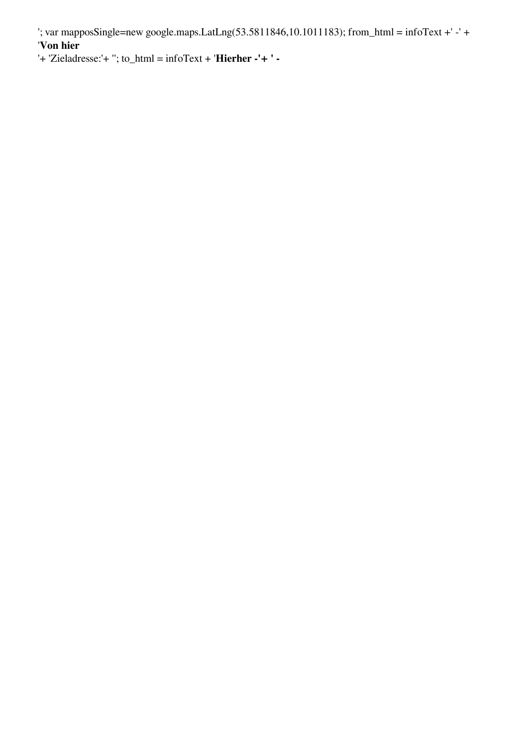'; var mapposSingle=new google.maps.LatLng(53.5811846,10.1011183); from_html = infoText +' -' + '**Von hier**
'+ 'Zieladresse:'+ ''; to_html = infoText + '**Hierher -'+ ' -**